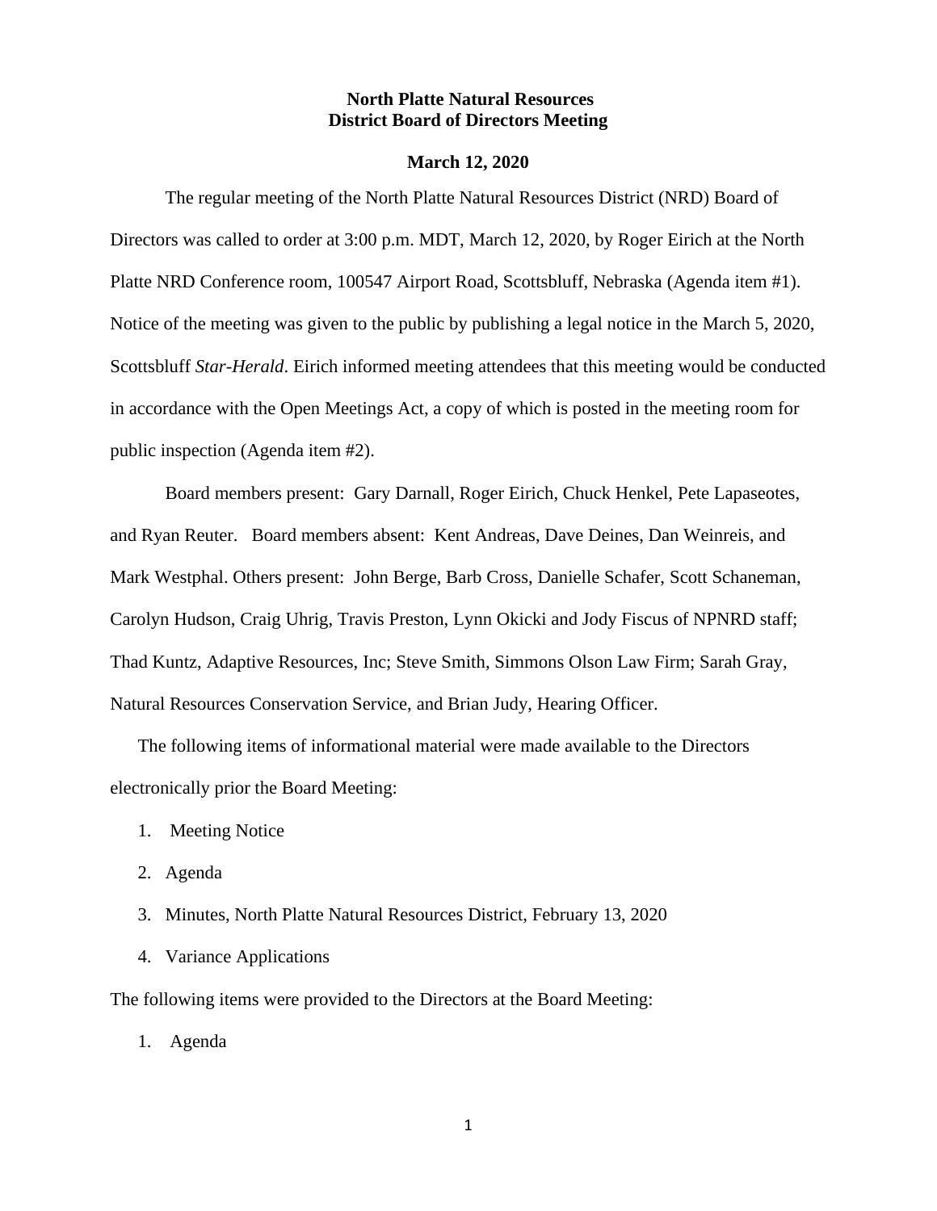**North Platte Natural Resources**
**District Board of Directors Meeting**

**March 12, 2020**

The regular meeting of the North Platte Natural Resources District (NRD) Board of Directors was called to order at 3:00 p.m. MDT, March 12, 2020, by Roger Eirich at the North Platte NRD Conference room, 100547 Airport Road, Scottsbluff, Nebraska (Agenda item #1). Notice of the meeting was given to the public by publishing a legal notice in the March 5, 2020, Scottsbluff *Star-Herald*. Eirich informed meeting attendees that this meeting would be conducted in accordance with the Open Meetings Act, a copy of which is posted in the meeting room for public inspection (Agenda item #2).

Board members present: Gary Darnall, Roger Eirich, Chuck Henkel, Pete Lapaseotes, and Ryan Reuter. Board members absent: Kent Andreas, Dave Deines, Dan Weinreis, and Mark Westphal. Others present: John Berge, Barb Cross, Danielle Schafer, Scott Schaneman, Carolyn Hudson, Craig Uhrig, Travis Preston, Lynn Okicki and Jody Fiscus of NPNRD staff; Thad Kuntz, Adaptive Resources, Inc; Steve Smith, Simmons Olson Law Firm; Sarah Gray, Natural Resources Conservation Service, and Brian Judy, Hearing Officer.

The following items of informational material were made available to the Directors electronically prior the Board Meeting:

1. Meeting Notice
2. Agenda
3. Minutes, North Platte Natural Resources District, February 13, 2020
4. Variance Applications

The following items were provided to the Directors at the Board Meeting:

1. Agenda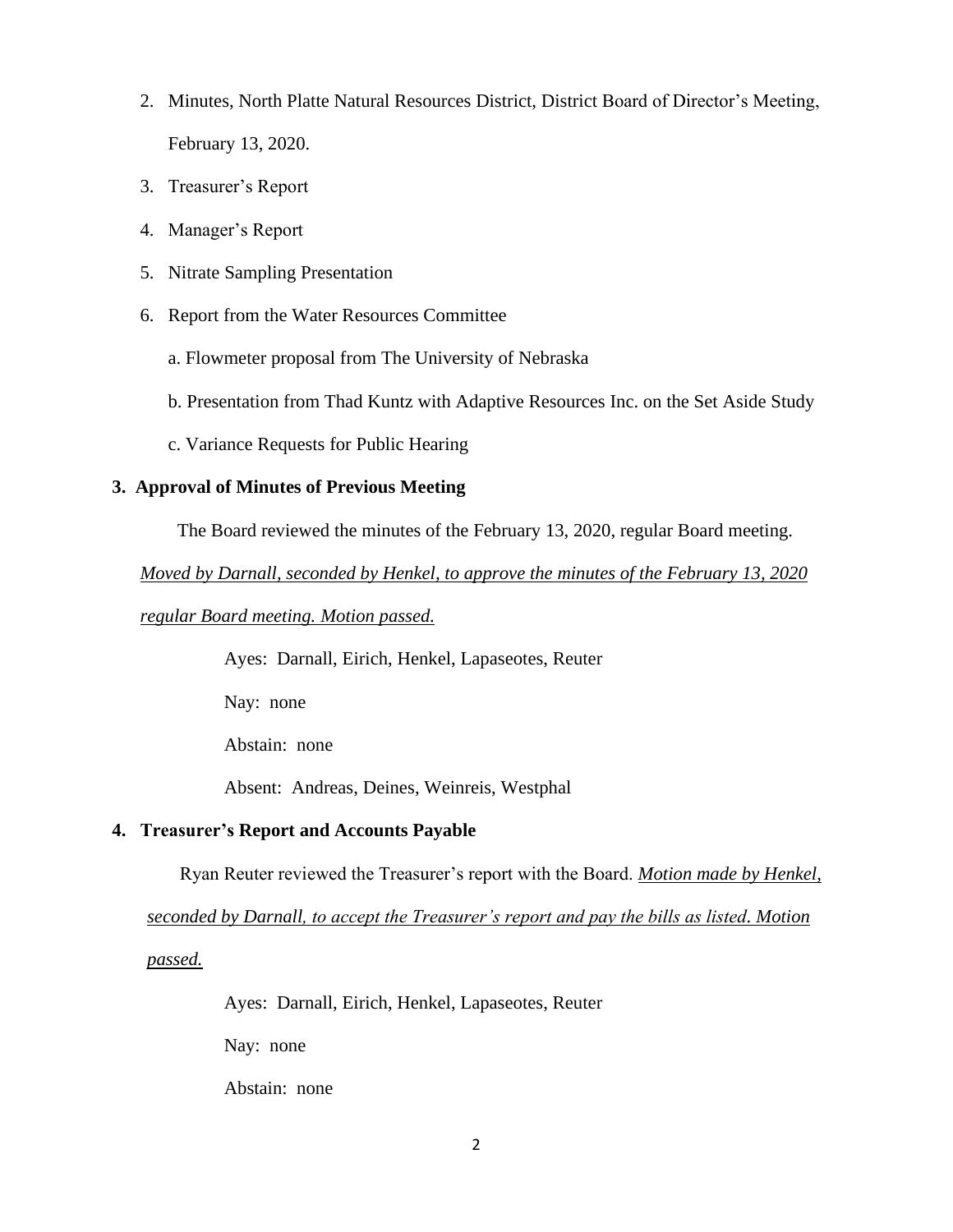2. Minutes, North Platte Natural Resources District, District Board of Director's Meeting, February 13, 2020.
3. Treasurer's Report
4. Manager's Report
5. Nitrate Sampling Presentation
6. Report from the Water Resources Committee
   - a. Flowmeter proposal from The University of Nebraska
   - b. Presentation from Thad Kuntz with Adaptive Resources Inc. on the Set Aside Study
   - c. Variance Requests for Public Hearing

## 3. Approval of Minutes of Previous Meeting

The Board reviewed the minutes of the February 13, 2020, regular Board meeting. *Moved by Darnall, seconded by Henkel, to approve the minutes of the February 13, 2020 regular Board meeting. Motion passed.*

Ayes: Darnall, Eirich, Henkel, Lapaseotes, Reuter

Nay: none

Abstain: none

Absent: Andreas, Deines, Weinreis, Westphal

## 4. Treasurer's Report and Accounts Payable

Ryan Reuter reviewed the Treasurer's report with the Board. *Motion made by Henkel, seconded by Darnall, to accept the Treasurer's report and pay the bills as listed. Motion passed.*

Ayes: Darnall, Eirich, Henkel, Lapaseotes, Reuter

Nay: none

Abstain: none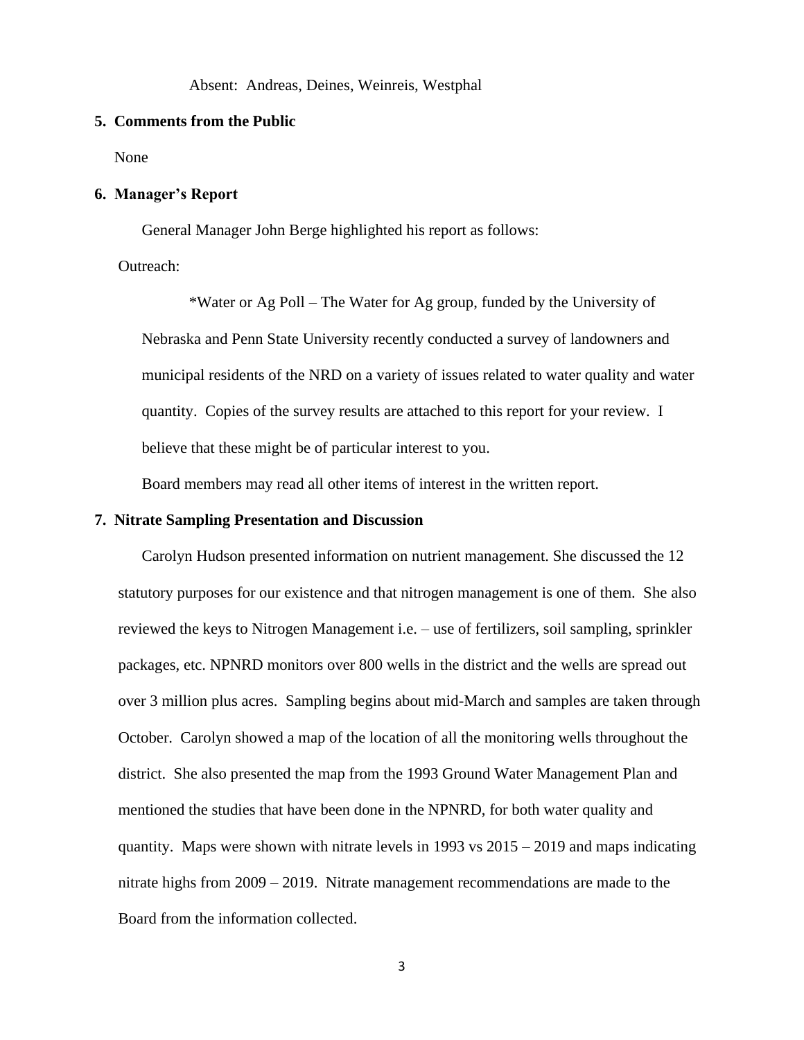Absent: Andreas, Deines, Weinreis, Westphal

**5. Comments from the Public**

None

**6. Manager's Report**

General Manager John Berge highlighted his report as follows:

Outreach:

*Water or Ag Poll – The Water for Ag group, funded by the University of Nebraska and Penn State University recently conducted a survey of landowners and municipal residents of the NRD on a variety of issues related to water quality and water quantity. Copies of the survey results are attached to this report for your review. I believe that these might be of particular interest to you.

Board members may read all other items of interest in the written report.

**7. Nitrate Sampling Presentation and Discussion**

Carolyn Hudson presented information on nutrient management. She discussed the 12 statutory purposes for our existence and that nitrogen management is one of them. She also reviewed the keys to Nitrogen Management i.e. – use of fertilizers, soil sampling, sprinkler packages, etc. NPNRD monitors over 800 wells in the district and the wells are spread out over 3 million plus acres. Sampling begins about mid-March and samples are taken through October. Carolyn showed a map of the location of all the monitoring wells throughout the district. She also presented the map from the 1993 Ground Water Management Plan and mentioned the studies that have been done in the NPNRD, for both water quality and quantity. Maps were shown with nitrate levels in 1993 vs 2015 – 2019 and maps indicating nitrate highs from 2009 – 2019. Nitrate management recommendations are made to the Board from the information collected.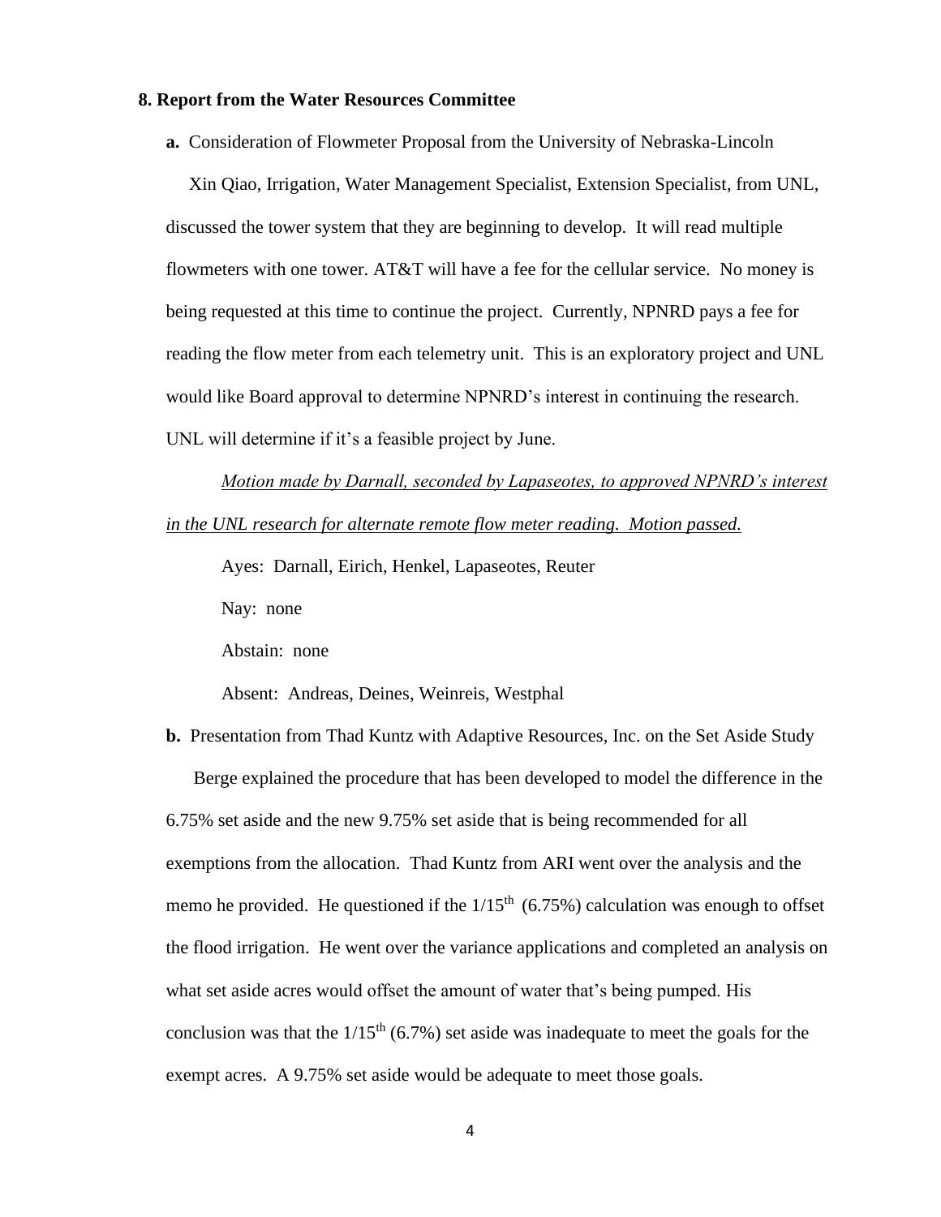**8. Report from the Water Resources Committee**

**a.** Consideration of Flowmeter Proposal from the University of Nebraska-Lincoln

Xin Qiao, Irrigation, Water Management Specialist, Extension Specialist, from UNL, discussed the tower system that they are beginning to develop. It will read multiple flowmeters with one tower. AT&T will have a fee for the cellular service. No money is being requested at this time to continue the project. Currently, NPNRD pays a fee for reading the flow meter from each telemetry unit. This is an exploratory project and UNL would like Board approval to determine NPNRD's interest in continuing the research. UNL will determine if it's a feasible project by June.

*Motion made by Darnall, seconded by Lapaseotes, to approved NPNRD's interest in the UNL research for alternate remote flow meter reading. Motion passed.*

Ayes: Darnall, Eirich, Henkel, Lapaseotes, Reuter

Nay: none

Abstain: none

Absent: Andreas, Deines, Weinreis, Westphal

**b.** Presentation from Thad Kuntz with Adaptive Resources, Inc. on the Set Aside Study

Berge explained the procedure that has been developed to model the difference in the 6.75% set aside and the new 9.75% set aside that is being recommended for all exemptions from the allocation. Thad Kuntz from ARI went over the analysis and the memo he provided. He questioned if the 1/15th (6.75%) calculation was enough to offset the flood irrigation. He went over the variance applications and completed an analysis on what set aside acres would offset the amount of water that's being pumped. His conclusion was that the 1/15th (6.7%) set aside was inadequate to meet the goals for the exempt acres. A 9.75% set aside would be adequate to meet those goals.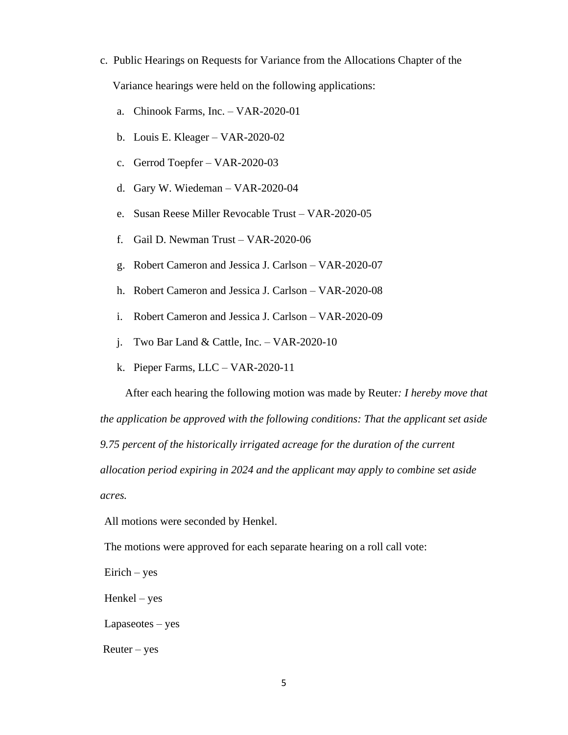c. Public Hearings on Requests for Variance from the Allocations Chapter of the

Variance hearings were held on the following applications:

a. Chinook Farms, Inc. – VAR-2020-01
b. Louis E. Kleager – VAR-2020-02
c. Gerrod Toepfer – VAR-2020-03
d. Gary W. Wiedeman – VAR-2020-04
e. Susan Reese Miller Revocable Trust – VAR-2020-05
f. Gail D. Newman Trust – VAR-2020-06
g. Robert Cameron and Jessica J. Carlson – VAR-2020-07
h. Robert Cameron and Jessica J. Carlson – VAR-2020-08
i. Robert Cameron and Jessica J. Carlson – VAR-2020-09
j. Two Bar Land & Cattle, Inc. – VAR-2020-10
k. Pieper Farms, LLC – VAR-2020-11

After each hearing the following motion was made by Reuter*: I hereby move that the application be approved with the following conditions: That the applicant set aside 9.75 percent of the historically irrigated acreage for the duration of the current allocation period expiring in 2024 and the applicant may apply to combine set aside acres.*

All motions were seconded by Henkel.

The motions were approved for each separate hearing on a roll call vote:

Eirich – yes

Henkel – yes

Lapaseotes – yes

Reuter – yes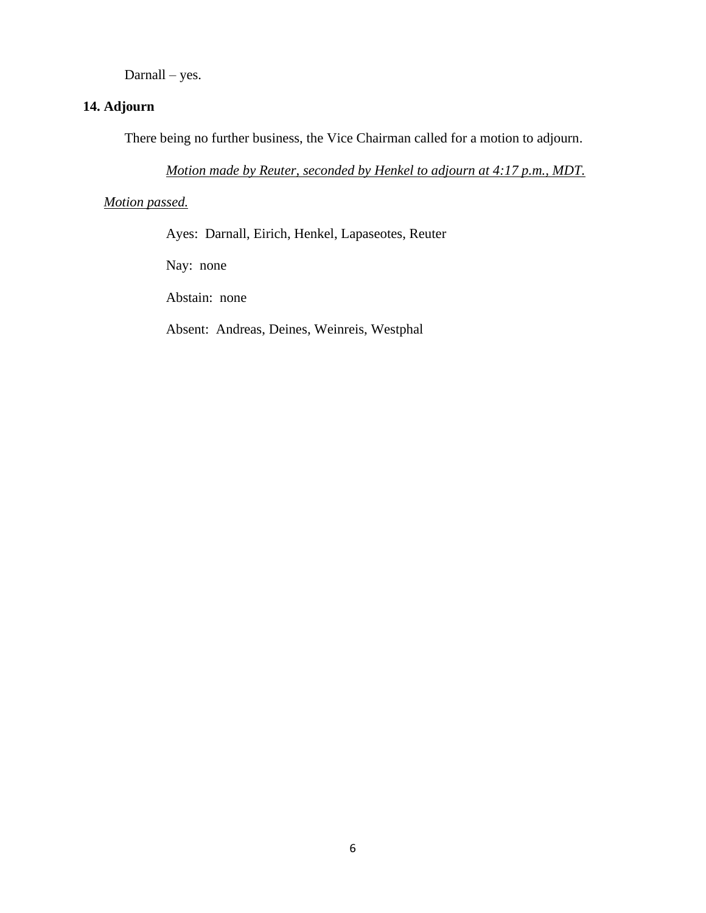Darnall – yes.

**14. Adjourn**

There being no further business, the Vice Chairman called for a motion to adjourn.

*Motion made by Reuter, seconded by Henkel to adjourn at 4:17 p.m., MDT.*

*Motion passed.*

Ayes: Darnall, Eirich, Henkel, Lapaseotes, Reuter

Nay: none

Abstain: none

Absent: Andreas, Deines, Weinreis, Westphal